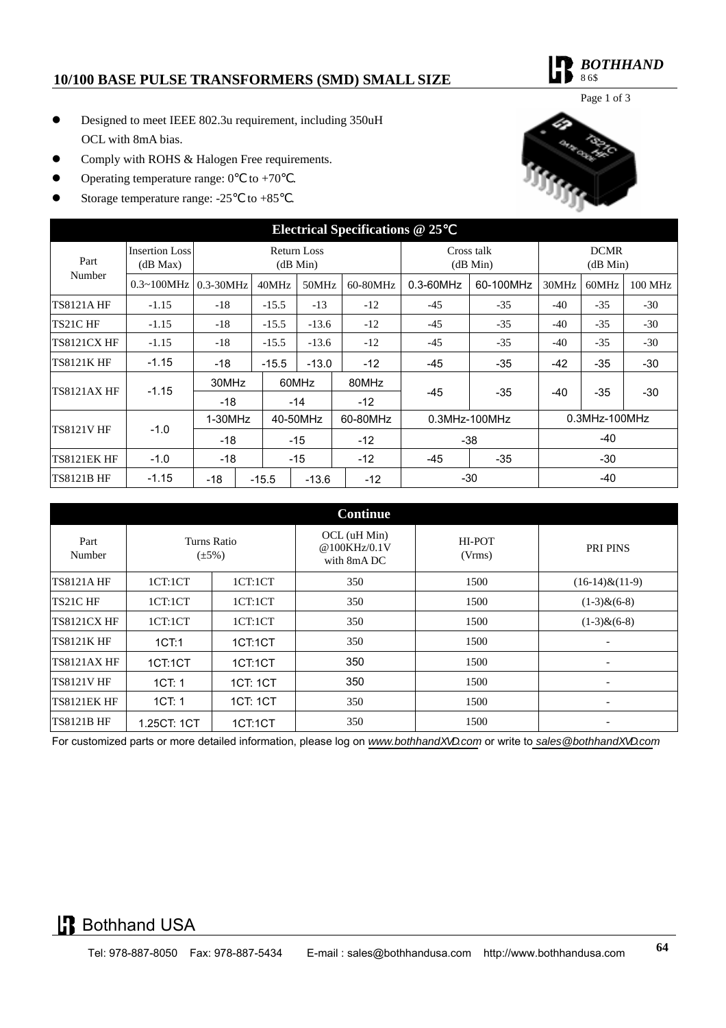## 10/100 BASE PULSE TRANSFORMERS (SMD) SMALL SIZE

- Designed to meet IEEE 802.3u requirement, including 350uH OCL with 8mA bias.
- Comply with ROHS & Halogen Free requirements.
- Operating temperature range: 0℃ to +70℃.
- Storage temperature range: -25℃ to +85℃.

**Electrical Specifications @ 25℃**

| Part Number | Insertion Loss (dB Max) | Return Loss (dB Min) | | | | Cross talk (dB Min) | | DCMR (dB Min) | | |
|---|---|---|---|---|---|---|---|---|---|---|
| | 0.3~100MHz | 0.3-30MHz | 40MHz | 50MHz | 60-80MHz | 0.3-60MHz | 60-100MHz | 30MHz | 60MHz | 100 MHz |
| TS8121A HF | -1.15 | -18 | -15.5 | -13 | -12 | -45 | -35 | -40 | -35 | -30 |
| TS21C HF | -1.15 | -18 | -15.5 | -13.6 | -12 | -45 | -35 | -40 | -35 | -30 |
| TS8121CX HF | -1.15 | -18 | -15.5 | -13.6 | -12 | -45 | -35 | -40 | -35 | -30 |
| TS8121K HF | -1.15 | -18 | -15.5 | -13.0 | -12 | -45 | -35 | -42 | -35 | -30 |
| TS8121AX HF | -1.15 | 30MHz: -18 | 60MHz: -14 | | 80MHz: -12 | -45 | -35 | -40 | -35 | -30 |
| TS8121V HF | -1.0 | 1-30MHz: -18 | 40-50MHz: -15 | | 60-80MHz: -12 | 0.3MHz-100MHz: -38 | | 0.3MHz-100MHz: -40 | | |
| TS8121EK HF | -1.0 | -18 | -15 | | -12 | -45 | -35 | -30 | | |
| TS8121B HF | -1.15 | -18 | -15.5 | -13.6 | -12 | -30 | | -40 | | |

**Continue**

| Part Number | Turns Ratio (±5%) | | OCL (uH Min) @100KHz/0.1V with 8mA DC | HI-POT (Vrms) | PRI PINS |
|---|---|---|---|---|---|
| TS8121A HF | 1CT:1CT | 1CT:1CT | 350 | 1500 | (16-14)&(11-9) |
| TS21C HF | 1CT:1CT | 1CT:1CT | 350 | 1500 | (1-3)&(6-8) |
| TS8121CX HF | 1CT:1CT | 1CT:1CT | 350 | 1500 | (1-3)&(6-8) |
| TS8121K HF | 1CT:1 | 1CT:1CT | 350 | 1500 | - |
| TS8121AX HF | 1CT:1CT | 1CT:1CT | 350 | 1500 | - |
| TS8121V HF | 1CT: 1 | 1CT: 1CT | 350 | 1500 | - |
| TS8121EK HF | 1CT: 1 | 1CT: 1CT | 350 | 1500 | - |
| TS8121B HF | 1.25CT: 1CT | 1CT:1CT | 350 | 1500 | - |

For customized parts or more detailed information, please log on *www.bothhandXVD.com* or write to *sales@bothhandXVD.com*

Bothhand USA

Tel: 978-887-8050 Fax: 978-887-5434 E-mail : sales@bothhandusa.com http://www.bothhandusa.com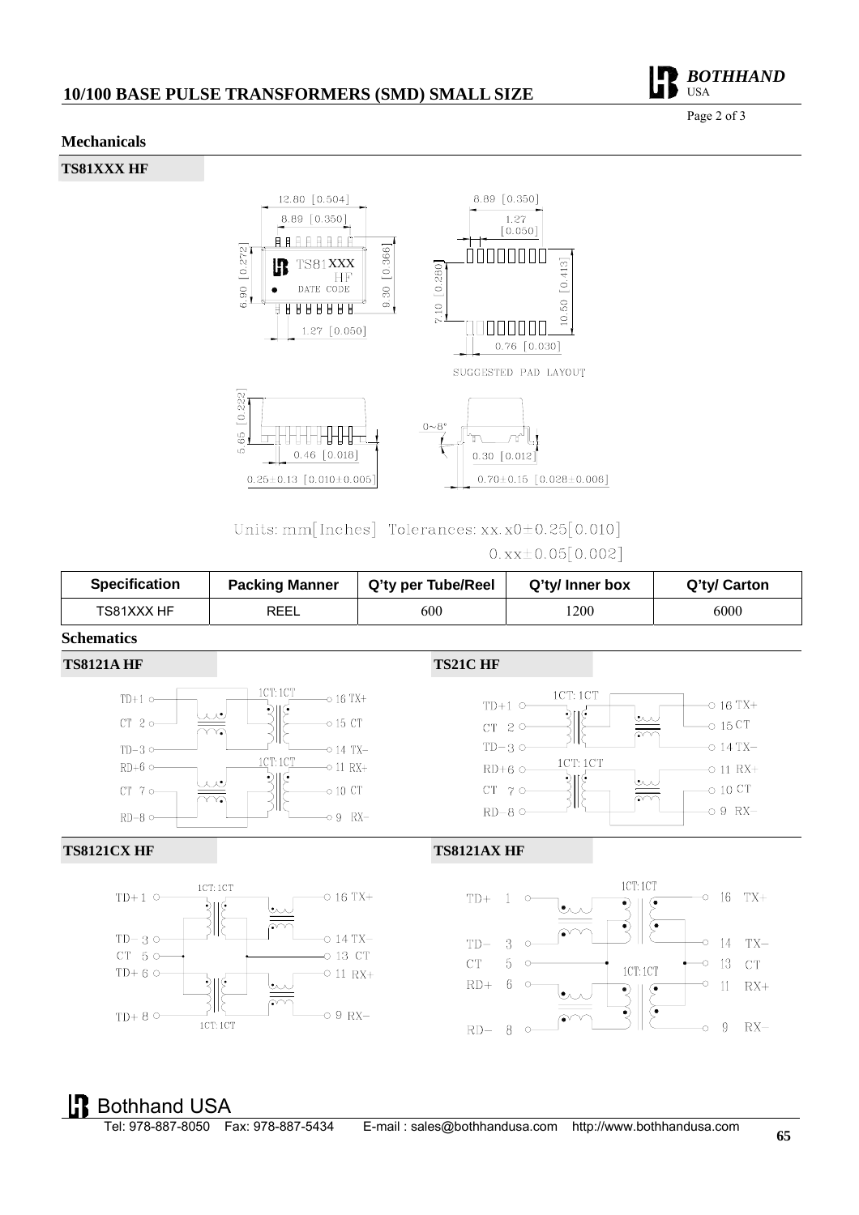## Mechanicals

### TS81XXX HF

12.80 [0.504]
8.89 [0.350]
6.90 [0.272]
8.30 [0.366]
TS81XXX HF
DATE CODE
1.27 [0.050]

8.89 [0.350]
1.27 [0.050]
7.10 [0.280]
10.50 [0.413]
0.76 [0.030]

SUGGESTED PAD LAYOUT

5.65 [0.222]
0.46 [0.018]
0.25±0.13 [0.010±0.005]

0~8°
0.30 [0.012]
0.70±0.15 [0.028±0.006]

Units: mm[Inches] Tolerances: xx.x0±0.25[0.010]
0.xx±0.05[0.002]

| Specification | Packing Manner | Q'ty per Tube/Reel | Q'ty/ Inner box | Q'ty/ Carton |
|---|---|---|---|---|
| TS81XXX HF | REEL | 600 | 1200 | 6000 |

## Schematics

### TS8121A HF

TD+1, CT 2, TD-3, RD+6, CT 7, RD-8 — 1CT:1CT — 16 TX+, 15 CT, 14 TX-, 11 RX+, 10 CT, 9 RX-

### TS21C HF

TD+1, CT 2, TD-3, RD+6, CT 7, RD-8 — 1CT:1CT — 16 TX+, 15 CT, 14 TX-, 11 RX+, 10 CT, 9 RX-

### TS8121CX HF

TD+1, TD-3, CT 5, TD+6, TD+8 — 1CT:1CT — 16 TX+, 14 TX-, 13 CT, 11 RX+, 9 RX-

### TS8121AX HF

TD+ 1, TD- 3, CT 5, RD+ 6, RD- 8 — 1CT:1CT — 16 TX+, 14 TX-, 13 CT, 11 RX+, 9 RX-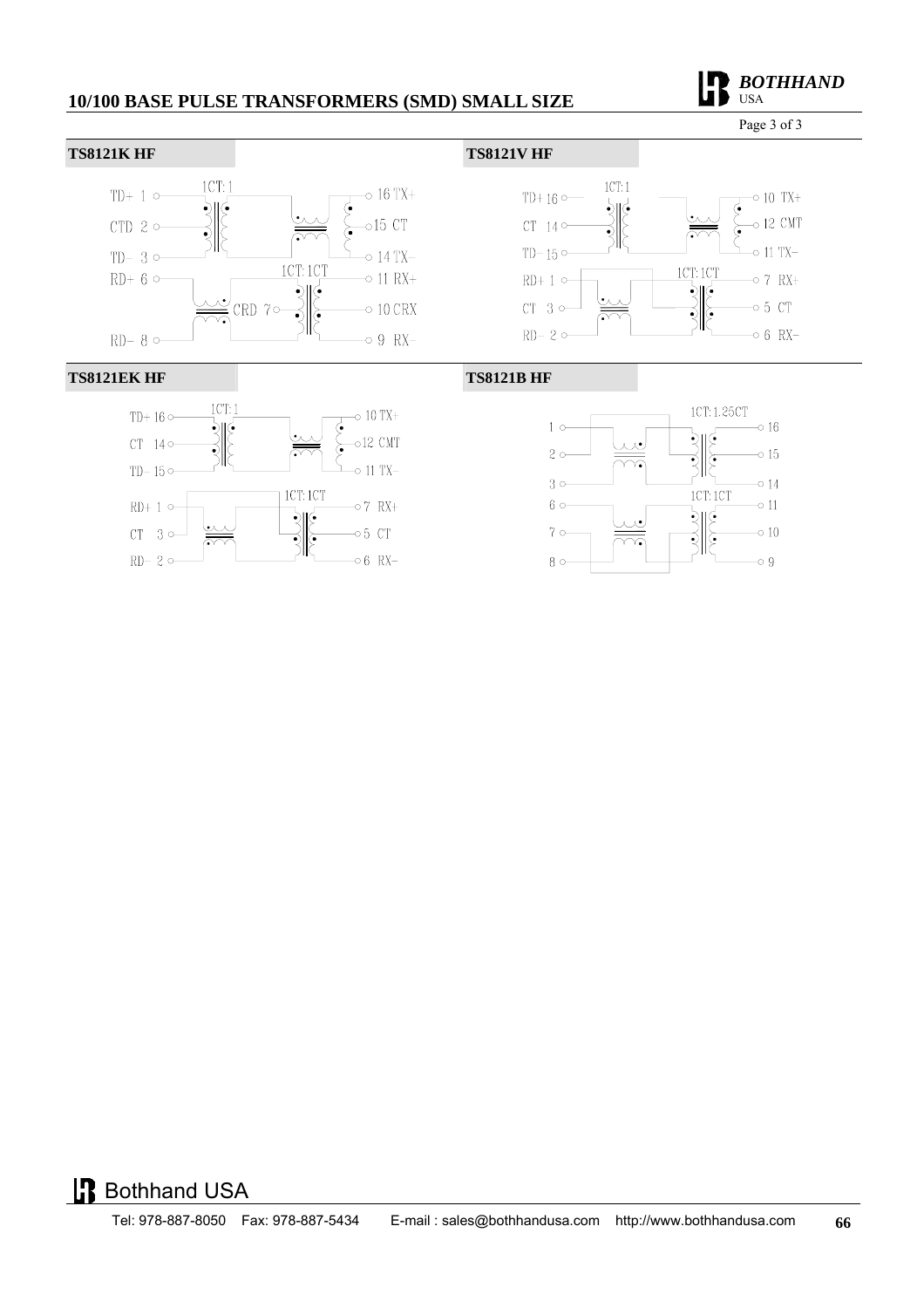## TS8121K HF

TD+ 1
CTD 2
TD− 3
RD+ 6
CRD 7
RD− 8
1CT:1
1CT:1CT
16 TX+
15 CT
14 TX−
11 RX+
10 CRX
9 RX−

## TS8121V HF

TD+ 16
CT 14
TD− 15
RD+ 1
CT 3
RD− 2
1CT:1
1CT:1CT
10 TX+
12 CMT
11 TX−
7 RX+
5 CT
6 RX−

## TS8121EK HF

TD+ 16
CT 14
TD− 15
RD+ 1
CT 3
RD− 2
1CT:1
1CT:1CT
10 TX+
12 CMT
11 TX−
7 RX+
5 CT
6 RX−

## TS8121B HF

1
2
3
6
7
8
1CT:1.25CT
1CT:1CT
16
15
14
11
10
9